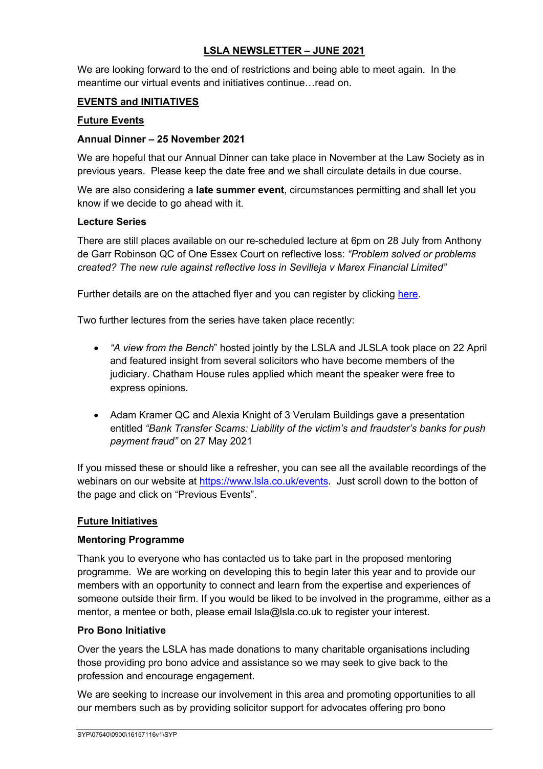# LSLA NEWSLETTER – JUNE 2021

We are looking forward to the end of restrictions and being able to meet again. In the meantime our virtual events and initiatives continue…read on.

## EVENTS and INITIATIVES

### Future Events

**Annual Dinner – 25 November 2021**

We are hopeful that our Annual Dinner can take place in November at the Law Society as in previous years. Please keep the date free and we shall circulate details in due course.

We are also considering a **late summer event**, circumstances permitting and shall let you know if we decide to go ahead with it.

**Lecture Series**

There are still places available on our re-scheduled lecture at 6pm on 28 July from Anthony de Garr Robinson QC of One Essex Court on reflective loss: *"Problem solved or problems created? The new rule against reflective loss in Sevilleja v Marex Financial Limited"*

Further details are on the attached flyer and you can register by clicking here.

Two further lectures from the series have taken place recently:

- *"A view from the Bench*" hosted jointly by the LSLA and JLSLA took place on 22 April and featured insight from several solicitors who have become members of the judiciary. Chatham House rules applied which meant the speaker were free to express opinions.

- Adam Kramer QC and Alexia Knight of 3 Verulam Buildings gave a presentation entitled *"Bank Transfer Scams: Liability of the victim's and fraudster's banks for push payment fraud"* on 27 May 2021

If you missed these or should like a refresher, you can see all the available recordings of the webinars on our website at https://www.lsla.co.uk/events. Just scroll down to the botton of the page and click on "Previous Events".

### Future Initiatives

**Mentoring Programme**

Thank you to everyone who has contacted us to take part in the proposed mentoring programme. We are working on developing this to begin later this year and to provide our members with an opportunity to connect and learn from the expertise and experiences of someone outside their firm. If you would be liked to be involved in the programme, either as a mentor, a mentee or both, please email lsla@lsla.co.uk to register your interest.

**Pro Bono Initiative**

Over the years the LSLA has made donations to many charitable organisations including those providing pro bono advice and assistance so we may seek to give back to the profession and encourage engagement.

We are seeking to increase our involvement in this area and promoting opportunities to all our members such as by providing solicitor support for advocates offering pro bono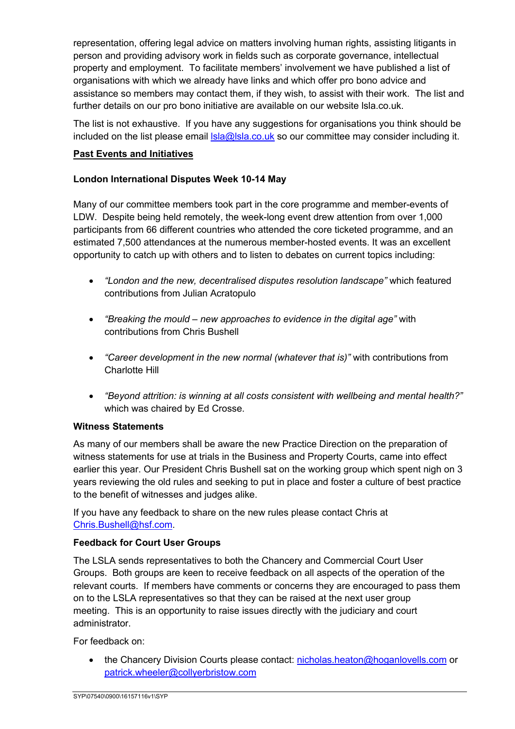representation, offering legal advice on matters involving human rights, assisting litigants in person and providing advisory work in fields such as corporate governance, intellectual property and employment. To facilitate members' involvement we have published a list of organisations with which we already have links and which offer pro bono advice and assistance so members may contact them, if they wish, to assist with their work. The list and further details on our pro bono initiative are available on our website lsla.co.uk.

The list is not exhaustive. If you have any suggestions for organisations you think should be included on the list please email lsla@lsla.co.uk so our committee may consider including it.

## Past Events and Initiatives

### London International Disputes Week 10-14 May

Many of our committee members took part in the core programme and member-events of LDW. Despite being held remotely, the week-long event drew attention from over 1,000 participants from 66 different countries who attended the core ticketed programme, and an estimated 7,500 attendances at the numerous member-hosted events. It was an excellent opportunity to catch up with others and to listen to debates on current topics including:

- *"London and the new, decentralised disputes resolution landscape"* which featured contributions from Julian Acratopulo
- *"Breaking the mould – new approaches to evidence in the digital age"* with contributions from Chris Bushell
- *"Career development in the new normal (whatever that is)"* with contributions from Charlotte Hill
- *"Beyond attrition: is winning at all costs consistent with wellbeing and mental health?"* which was chaired by Ed Crosse.

### Witness Statements

As many of our members shall be aware the new Practice Direction on the preparation of witness statements for use at trials in the Business and Property Courts, came into effect earlier this year. Our President Chris Bushell sat on the working group which spent nigh on 3 years reviewing the old rules and seeking to put in place and foster a culture of best practice to the benefit of witnesses and judges alike.

If you have any feedback to share on the new rules please contact Chris at Chris.Bushell@hsf.com.

### Feedback for Court User Groups

The LSLA sends representatives to both the Chancery and Commercial Court User Groups. Both groups are keen to receive feedback on all aspects of the operation of the relevant courts. If members have comments or concerns they are encouraged to pass them on to the LSLA representatives so that they can be raised at the next user group meeting. This is an opportunity to raise issues directly with the judiciary and court administrator.

For feedback on:

- the Chancery Division Courts please contact: nicholas.heaton@hoganlovells.com or patrick.wheeler@collyerbristow.com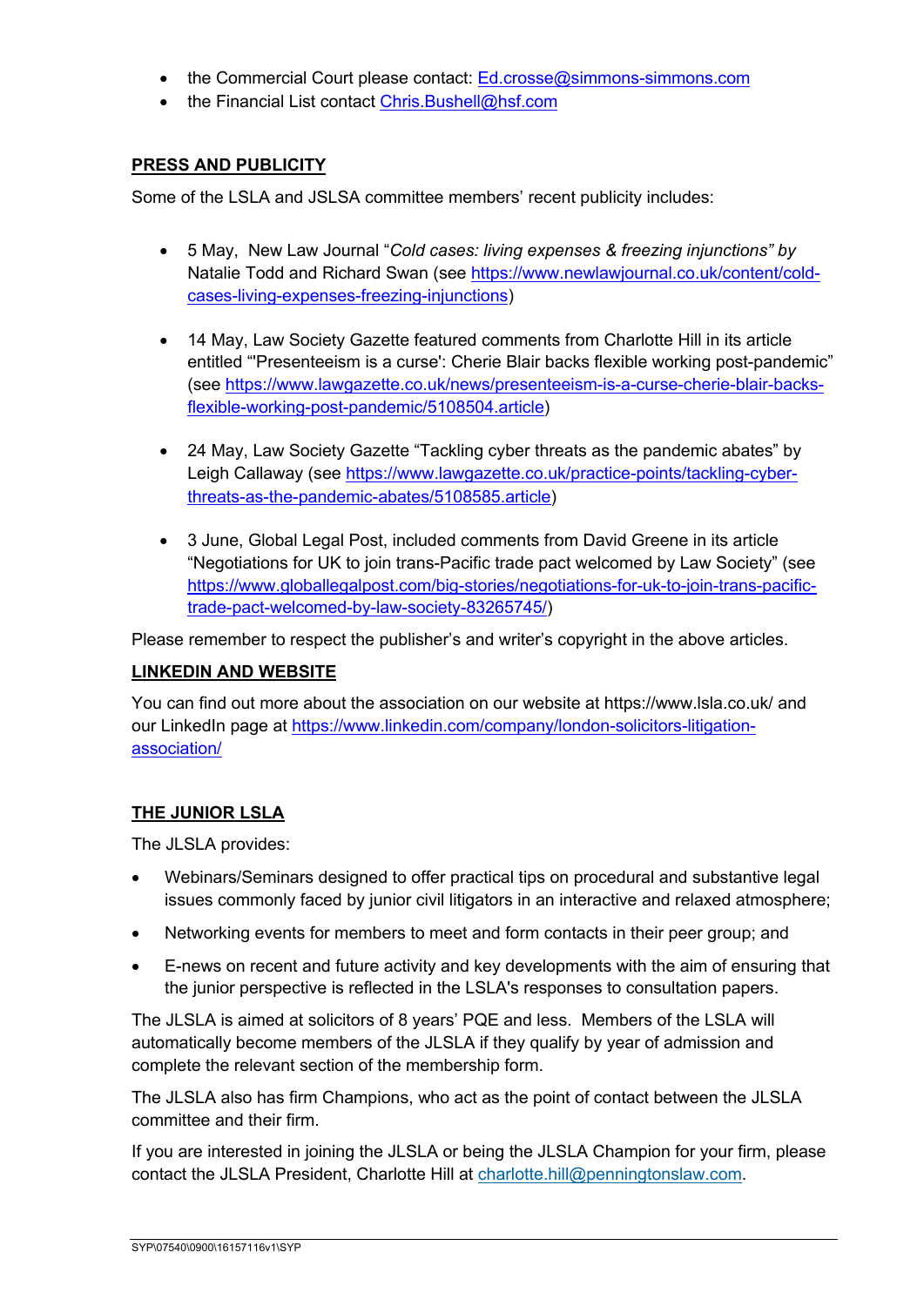- the Commercial Court please contact: Ed.crosse@simmons-simmons.com
- the Financial List contact Chris.Bushell@hsf.com

**PRESS AND PUBLICITY**

Some of the LSLA and JSLSA committee members' recent publicity includes:

- 5 May, New Law Journal "*Cold cases: living expenses & freezing injunctions" by* Natalie Todd and Richard Swan (see https://www.newlawjournal.co.uk/content/cold-cases-living-expenses-freezing-injunctions)

- 14 May, Law Society Gazette featured comments from Charlotte Hill in its article entitled "'Presenteeism is a curse': Cherie Blair backs flexible working post-pandemic" (see https://www.lawgazette.co.uk/news/presenteeism-is-a-curse-cherie-blair-backs-flexible-working-post-pandemic/5108504.article)

- 24 May, Law Society Gazette "Tackling cyber threats as the pandemic abates" by Leigh Callaway (see https://www.lawgazette.co.uk/practice-points/tackling-cyber-threats-as-the-pandemic-abates/5108585.article)

- 3 June, Global Legal Post, included comments from David Greene in its article "Negotiations for UK to join trans-Pacific trade pact welcomed by Law Society" (see https://www.globallegalpost.com/big-stories/negotiations-for-uk-to-join-trans-pacific-trade-pact-welcomed-by-law-society-83265745/)

Please remember to respect the publisher's and writer's copyright in the above articles.

**LINKEDIN AND WEBSITE**

You can find out more about the association on our website at https://www.lsla.co.uk/ and our LinkedIn page at https://www.linkedin.com/company/london-solicitors-litigation-association/

**THE JUNIOR LSLA**

The JLSLA provides:

- Webinars/Seminars designed to offer practical tips on procedural and substantive legal issues commonly faced by junior civil litigators in an interactive and relaxed atmosphere;
- Networking events for members to meet and form contacts in their peer group; and
- E-news on recent and future activity and key developments with the aim of ensuring that the junior perspective is reflected in the LSLA's responses to consultation papers.

The JLSLA is aimed at solicitors of 8 years' PQE and less. Members of the LSLA will automatically become members of the JLSLA if they qualify by year of admission and complete the relevant section of the membership form.

The JLSLA also has firm Champions, who act as the point of contact between the JLSLA committee and their firm.

If you are interested in joining the JLSLA or being the JLSLA Champion for your firm, please contact the JLSLA President, Charlotte Hill at charlotte.hill@penningtonslaw.com.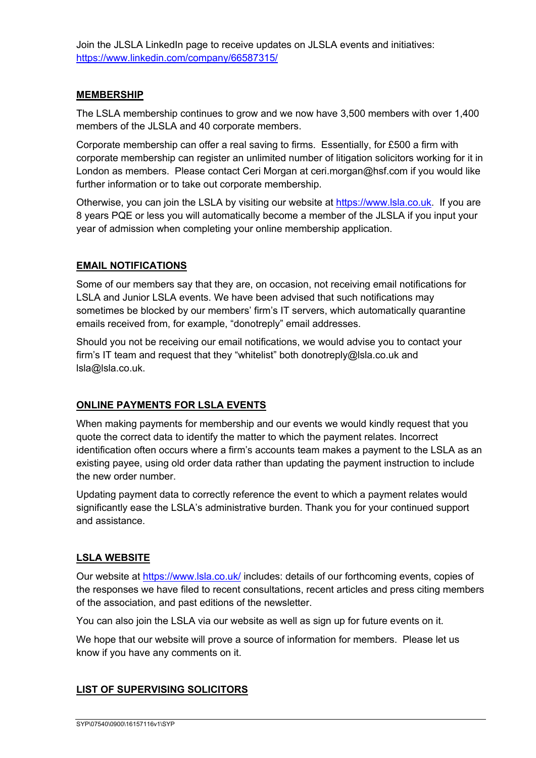Join the JLSLA LinkedIn page to receive updates on JLSLA events and initiatives: [https://www.linkedin.com/company/66587315/](https://www.linkedin.com/company/66587315/)

## MEMBERSHIP

The LSLA membership continues to grow and we now have 3,500 members with over 1,400 members of the JLSLA and 40 corporate members.

Corporate membership can offer a real saving to firms. Essentially, for £500 a firm with corporate membership can register an unlimited number of litigation solicitors working for it in London as members. Please contact Ceri Morgan at ceri.morgan@hsf.com if you would like further information or to take out corporate membership.

Otherwise, you can join the LSLA by visiting our website at [https://www.lsla.co.uk](https://www.lsla.co.uk). If you are 8 years PQE or less you will automatically become a member of the JLSLA if you input your year of admission when completing your online membership application.

## EMAIL NOTIFICATIONS

Some of our members say that they are, on occasion, not receiving email notifications for LSLA and Junior LSLA events. We have been advised that such notifications may sometimes be blocked by our members' firm's IT servers, which automatically quarantine emails received from, for example, "donotreply" email addresses.

Should you not be receiving our email notifications, we would advise you to contact your firm's IT team and request that they "whitelist" both donotreply@lsla.co.uk and lsla@lsla.co.uk.

## ONLINE PAYMENTS FOR LSLA EVENTS

When making payments for membership and our events we would kindly request that you quote the correct data to identify the matter to which the payment relates. Incorrect identification often occurs where a firm's accounts team makes a payment to the LSLA as an existing payee, using old order data rather than updating the payment instruction to include the new order number.

Updating payment data to correctly reference the event to which a payment relates would significantly ease the LSLA's administrative burden. Thank you for your continued support and assistance.

## LSLA WEBSITE

Our website at [https://www.lsla.co.uk/](https://www.lsla.co.uk/) includes: details of our forthcoming events, copies of the responses we have filed to recent consultations, recent articles and press citing members of the association, and past editions of the newsletter.

You can also join the LSLA via our website as well as sign up for future events on it.

We hope that our website will prove a source of information for members. Please let us know if you have any comments on it.

## LIST OF SUPERVISING SOLICITORS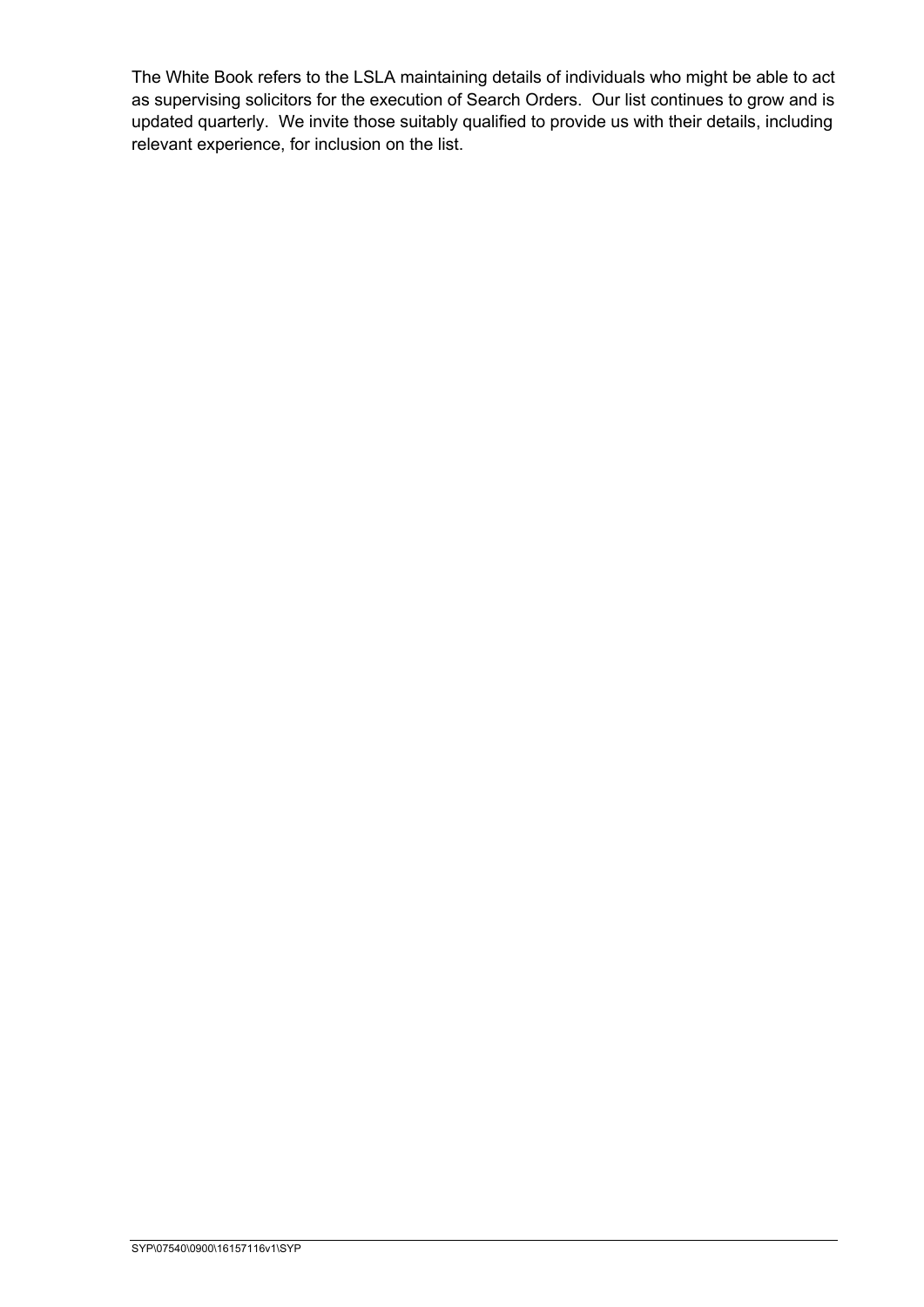The White Book refers to the LSLA maintaining details of individuals who might be able to act as supervising solicitors for the execution of Search Orders. Our list continues to grow and is updated quarterly. We invite those suitably qualified to provide us with their details, including relevant experience, for inclusion on the list.